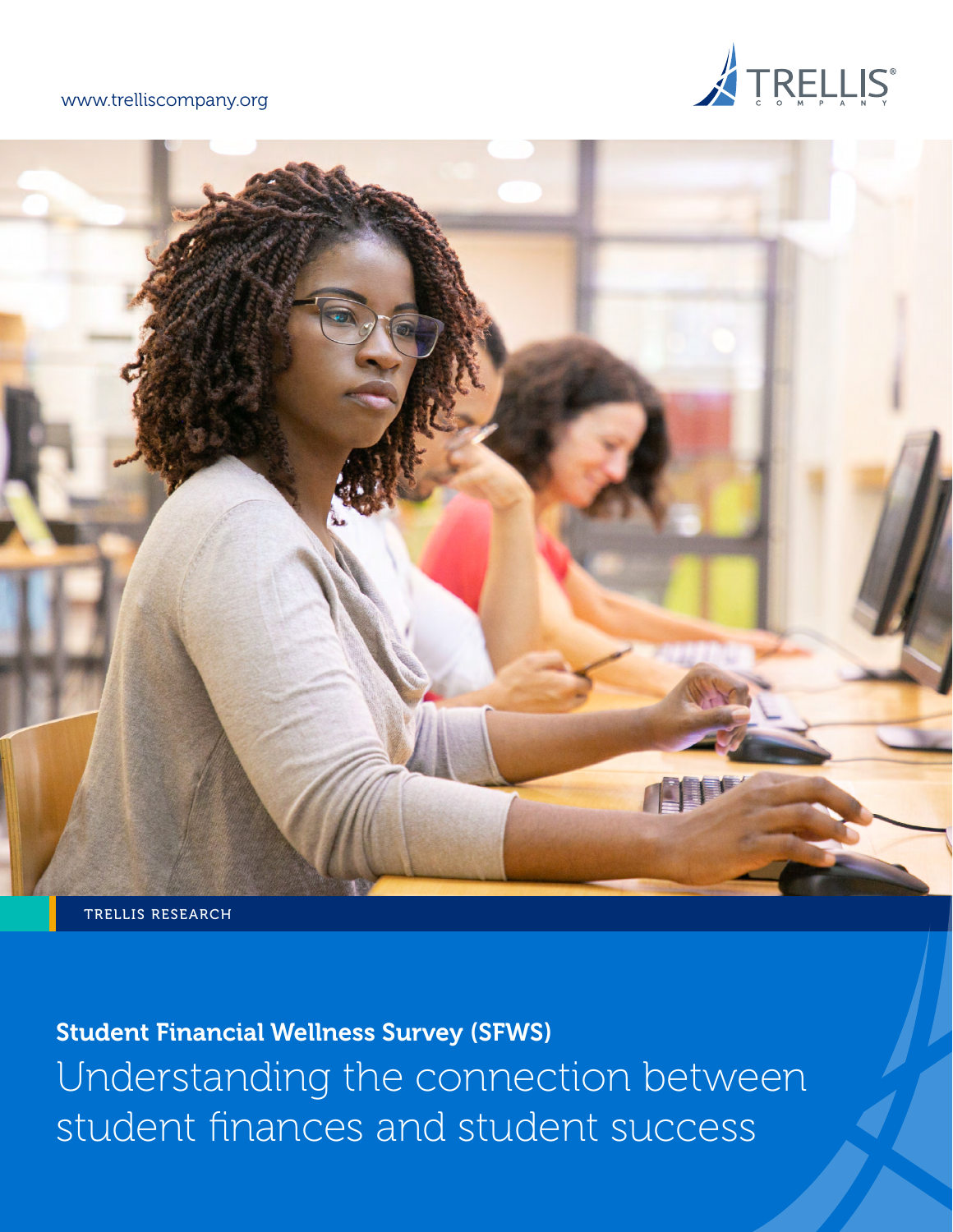www.trelliscompany.org

TRELLIS COMPANY

TRELLIS RESEARCH

**Student Financial Wellness Survey (SFWS)**

# Understanding the connection between student finances and student success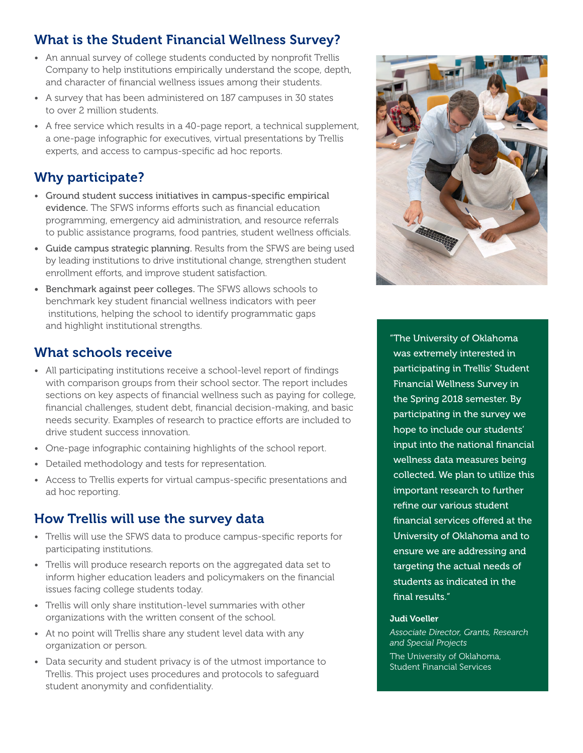## What is the Student Financial Wellness Survey?

- An annual survey of college students conducted by nonprofit Trellis Company to help institutions empirically understand the scope, depth, and character of financial wellness issues among their students.
- A survey that has been administered on 187 campuses in 30 states to over 2 million students.
- A free service which results in a 40-page report, a technical supplement, a one-page infographic for executives, virtual presentations by Trellis experts, and access to campus-specific ad hoc reports.

## Why participate?

- **Ground student success initiatives in campus-specific empirical evidence.** The SFWS informs efforts such as financial education programming, emergency aid administration, and resource referrals to public assistance programs, food pantries, student wellness officials.
- **Guide campus strategic planning.** Results from the SFWS are being used by leading institutions to drive institutional change, strengthen student enrollment efforts, and improve student satisfaction.
- **Benchmark against peer colleges.** The SFWS allows schools to benchmark key student financial wellness indicators with peer institutions, helping the school to identify programmatic gaps and highlight institutional strengths.

## What schools receive

- All participating institutions receive a school-level report of findings with comparison groups from their school sector. The report includes sections on key aspects of financial wellness such as paying for college, financial challenges, student debt, financial decision-making, and basic needs security. Examples of research to practice efforts are included to drive student success innovation.
- One-page infographic containing highlights of the school report.
- Detailed methodology and tests for representation.
- Access to Trellis experts for virtual campus-specific presentations and ad hoc reporting.

## How Trellis will use the survey data

- Trellis will use the SFWS data to produce campus-specific reports for participating institutions.
- Trellis will produce research reports on the aggregated data set to inform higher education leaders and policymakers on the financial issues facing college students today.
- Trellis will only share institution-level summaries with other organizations with the written consent of the school.
- At no point will Trellis share any student level data with any organization or person.
- Data security and student privacy is of the utmost importance to Trellis. This project uses procedures and protocols to safeguard student anonymity and confidentiality.

"The University of Oklahoma was extremely interested in participating in Trellis' Student Financial Wellness Survey in the Spring 2018 semester. By participating in the survey we hope to include our students' input into the national financial wellness data measures being collected. We plan to utilize this important research to further refine our various student financial services offered at the University of Oklahoma and to ensure we are addressing and targeting the actual needs of students as indicated in the final results."

**Judi Voeller**
*Associate Director, Grants, Research and Special Projects*
The University of Oklahoma, Student Financial Services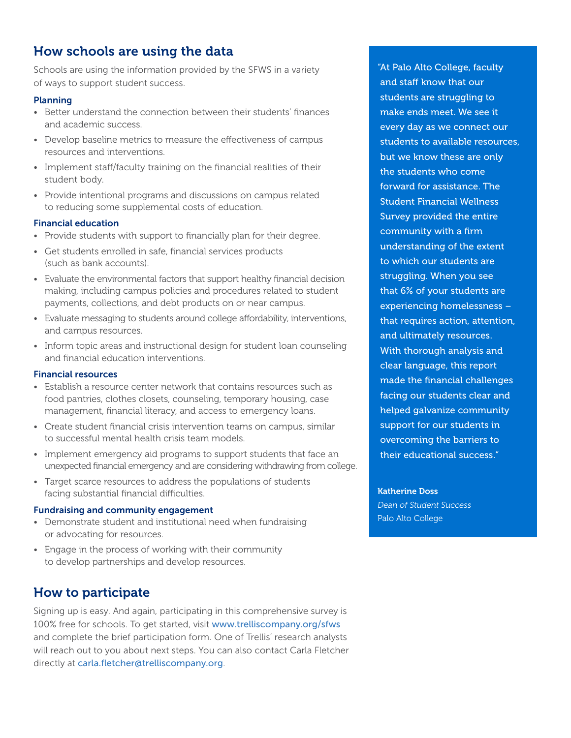## How schools are using the data

Schools are using the information provided by the SFWS in a variety of ways to support student success.

### Planning

- Better understand the connection between their students' finances and academic success.
- Develop baseline metrics to measure the effectiveness of campus resources and interventions.
- Implement staff/faculty training on the financial realities of their student body.
- Provide intentional programs and discussions on campus related to reducing some supplemental costs of education.

### Financial education

- Provide students with support to financially plan for their degree.
- Get students enrolled in safe, financial services products (such as bank accounts).
- Evaluate the environmental factors that support healthy financial decision making, including campus policies and procedures related to student payments, collections, and debt products on or near campus.
- Evaluate messaging to students around college affordability, interventions, and campus resources.
- Inform topic areas and instructional design for student loan counseling and financial education interventions.

### Financial resources

- Establish a resource center network that contains resources such as food pantries, clothes closets, counseling, temporary housing, case management, financial literacy, and access to emergency loans.
- Create student financial crisis intervention teams on campus, similar to successful mental health crisis team models.
- Implement emergency aid programs to support students that face an unexpected financial emergency and are considering withdrawing from college.
- Target scarce resources to address the populations of students facing substantial financial difficulties.

### Fundraising and community engagement

- Demonstrate student and institutional need when fundraising or advocating for resources.
- Engage in the process of working with their community to develop partnerships and develop resources.

> "At Palo Alto College, faculty and staff know that our students are struggling to make ends meet. We see it every day as we connect our students to available resources, but we know these are only the students who come forward for assistance. The Student Financial Wellness Survey provided the entire community with a firm understanding of the extent to which our students are struggling. When you see that 6% of your students are experiencing homelessness – that requires action, attention, and ultimately resources. With thorough analysis and clear language, this report made the financial challenges facing our students clear and helped galvanize community support for our students in overcoming the barriers to their educational success."
>
> **Katherine Doss**
> *Dean of Student Success*
> Palo Alto College

## How to participate

Signing up is easy. And again, participating in this comprehensive survey is 100% free for schools. To get started, visit www.trelliscompany.org/sfws and complete the brief participation form. One of Trellis' research analysts will reach out to you about next steps. You can also contact Carla Fletcher directly at carla.fletcher@trelliscompany.org.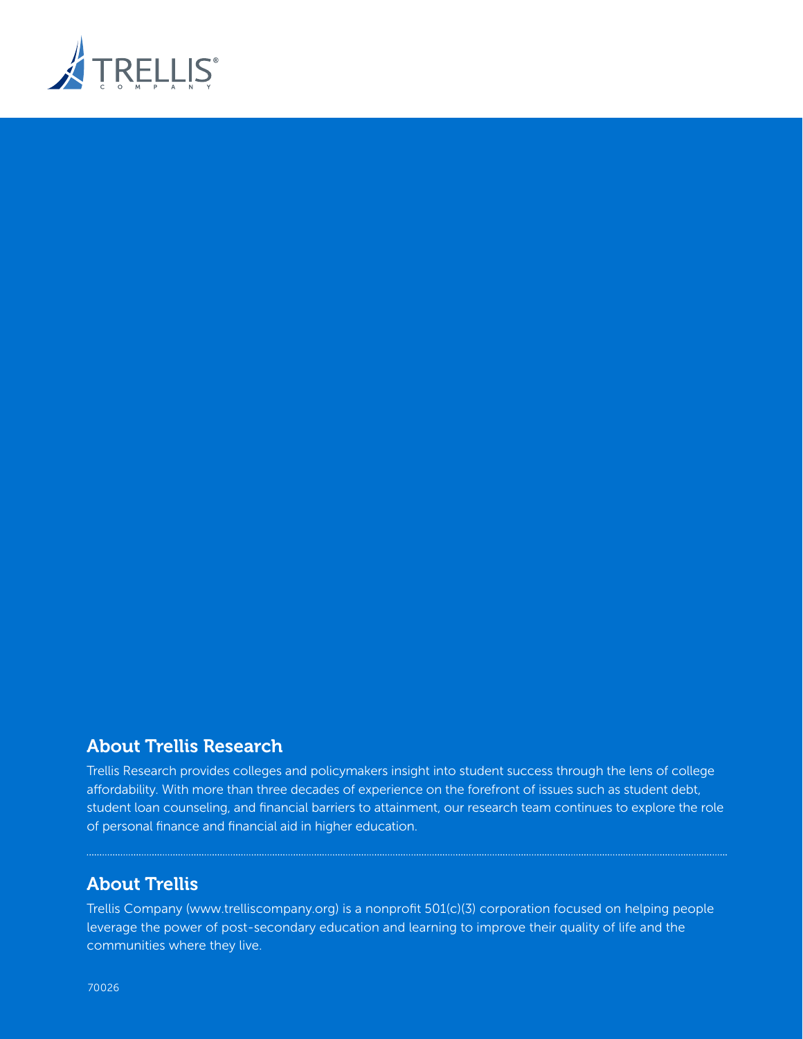## About Trellis Research

Trellis Research provides colleges and policymakers insight into student success through the lens of college affordability. With more than three decades of experience on the forefront of issues such as student debt, student loan counseling, and financial barriers to attainment, our research team continues to explore the role of personal finance and financial aid in higher education.

## About Trellis

Trellis Company (www.trelliscompany.org) is a nonprofit 501(c)(3) corporation focused on helping people leverage the power of post-secondary education and learning to improve their quality of life and the communities where they live.

70026